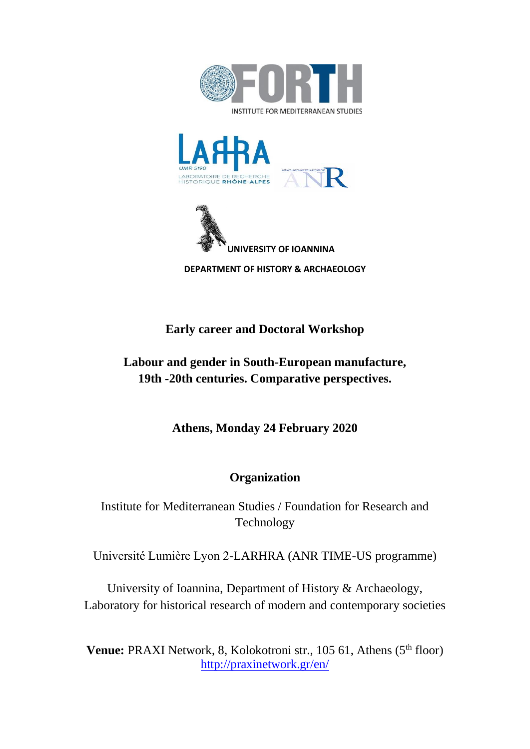INSTITUTE FOR MEDITERRANEAN STUDIES

UNIVERSITY OF IOANNINA

DEPARTMENT OF HISTORY & ARCHAEOLOGY

# Early career and Doctoral Workshop

## Labour and gender in South-European manufacture, 19th -20th centuries. Comparative perspectives.

**Athens, Monday 24 February 2020**

## Organization

Institute for Mediterranean Studies / Foundation for Research and Technology

Université Lumière Lyon 2-LARHRA (ANR TIME-US programme)

University of Ioannina, Department of History & Archaeology, Laboratory for historical research of modern and contemporary societies

**Venue:** PRAXI Network, 8, Kolokotroni str., 105 61, Athens (5th floor)
http://praxinetwork.gr/en/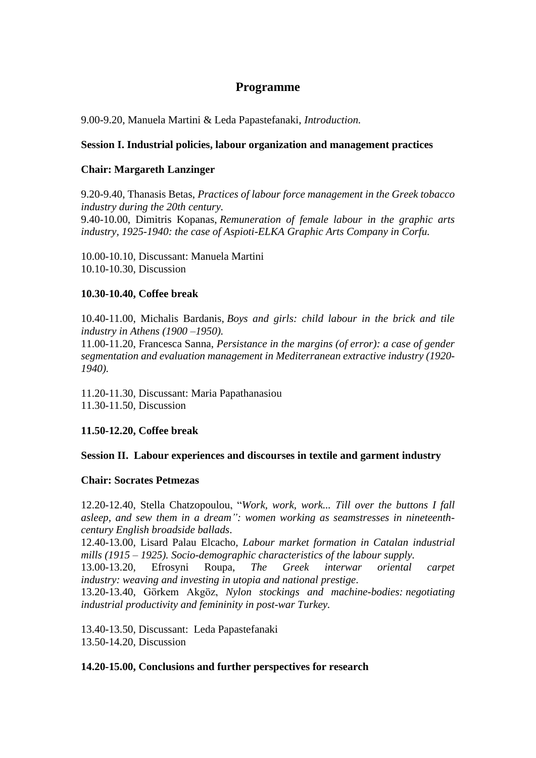# Programme

9.00-9.20, Manuela Martini & Leda Papastefanaki, *Introduction.*

**Session I. Industrial policies, labour organization and management practices**

**Chair: Margareth Lanzinger**

9.20-9.40, Thanasis Betas, *Practices of labour force management in the Greek tobacco industry during the 20th century.*
9.40-10.00, Dimitris Kopanas, *Remuneration of female labour in the graphic arts industry, 1925-1940: the case of Aspioti-ELKA Graphic Arts Company in Corfu.*

10.00-10.10, Discussant: Manuela Martini
10.10-10.30, Discussion

**10.30-10.40, Coffee break**

10.40-11.00, Michalis Bardanis, *Boys and girls: child labour in the brick and tile industry in Athens (1900 –1950).*
11.00-11.20, Francesca Sanna, *Persistance in the margins (of error): a case of gender segmentation and evaluation management in Mediterranean extractive industry (1920-1940).*

11.20-11.30, Discussant: Maria Papathanasiou
11.30-11.50, Discussion

**11.50-12.20, Coffee break**

**Session II. Labour experiences and discourses in textile and garment industry**

**Chair: Socrates Petmezas**

12.20-12.40, Stella Chatzopoulou, "*Work, work, work... Till over the buttons I fall asleep, and sew them in a dream": women working as seamstresses in nineteenth-century English broadside ballads*.
12.40-13.00, Lisard Palau Elcacho, *Labour market formation in Catalan industrial mills (1915 – 1925). Socio-demographic characteristics of the labour supply.*
13.00-13.20, Efrosyni Roupa, *The Greek interwar oriental carpet industry: weaving and investing in utopia and national prestige*.
13.20-13.40, Görkem Akgöz, *Nylon stockings and machine-bodies: negotiating industrial productivity and femininity in post-war Turkey.*

13.40-13.50, Discussant: Leda Papastefanaki
13.50-14.20, Discussion

**14.20-15.00, Conclusions and further perspectives for research**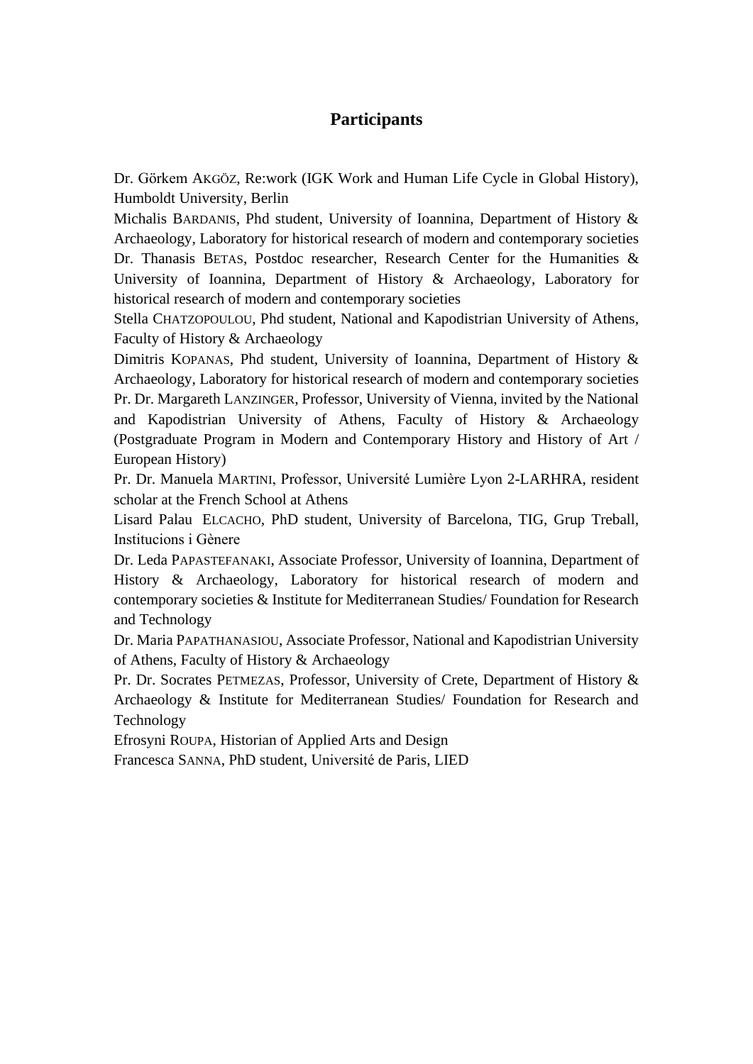## Participants

Dr. Görkem Akgöz, Re:work (IGK Work and Human Life Cycle in Global History), Humboldt University, Berlin

Michalis Bardanis, Phd student, University of Ioannina, Department of History & Archaeology, Laboratory for historical research of modern and contemporary societies

Dr. Thanasis Betas, Postdoc researcher, Research Center for the Humanities & University of Ioannina, Department of History & Archaeology, Laboratory for historical research of modern and contemporary societies

Stella Chatzopoulou, Phd student, National and Kapodistrian University of Athens, Faculty of History & Archaeology

Dimitris Kopanas, Phd student, University of Ioannina, Department of History & Archaeology, Laboratory for historical research of modern and contemporary societies

Pr. Dr. Margareth Lanzinger, Professor, University of Vienna, invited by the National and Kapodistrian University of Athens, Faculty of History & Archaeology (Postgraduate Program in Modern and Contemporary History and History of Art / European History)

Pr. Dr. Manuela Martini, Professor, Université Lumière Lyon 2-LARHRA, resident scholar at the French School at Athens

Lisard Palau Elcacho, PhD student, University of Barcelona, TIG, Grup Treball, Institucions i Gènere

Dr. Leda Papastefanaki, Associate Professor, University of Ioannina, Department of History & Archaeology, Laboratory for historical research of modern and contemporary societies & Institute for Mediterranean Studies/ Foundation for Research and Technology

Dr. Maria Papathanasiou, Associate Professor, National and Kapodistrian University of Athens, Faculty of History & Archaeology

Pr. Dr. Socrates Petmezas, Professor, University of Crete, Department of History & Archaeology & Institute for Mediterranean Studies/ Foundation for Research and Technology

Efrosyni Roupa, Historian of Applied Arts and Design

Francesca Sanna, PhD student, Université de Paris, LIED